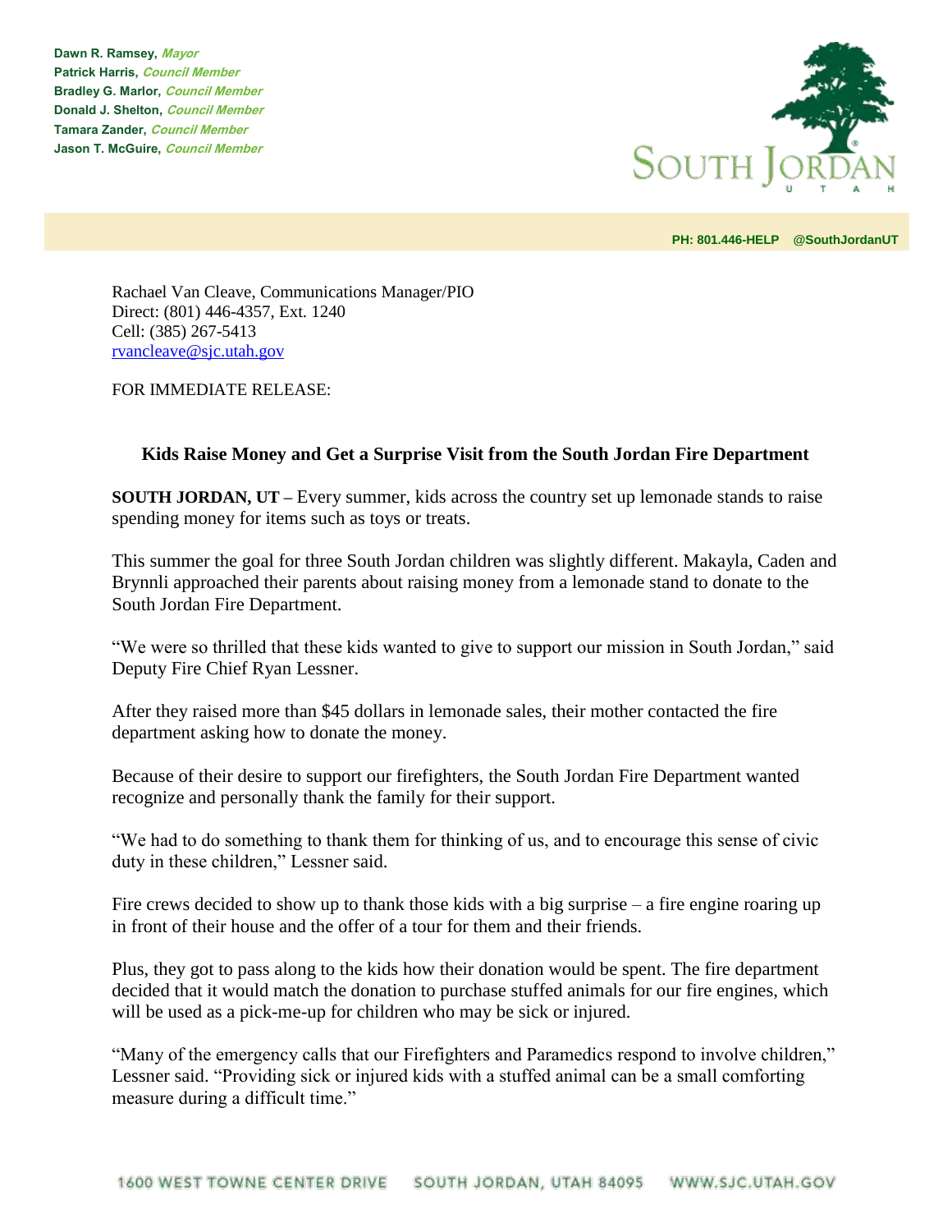Dawn R. Ramsey, *Mayor*
Patrick Harris, *Council Member*
Bradley G. Marlor, *Council Member*
Donald J. Shelton, *Council Member*
Tamara Zander, *Council Member*
Jason T. McGuire, *Council Member*

SOUTH JORDAN
UTAH

PH: 801.446-HELP @SouthJordanUT

Rachael Van Cleave, Communications Manager/PIO
Direct: (801) 446-4357, Ext. 1240
Cell: (385) 267-5413
rvancleave@sjc.utah.gov

FOR IMMEDIATE RELEASE:

## Kids Raise Money and Get a Surprise Visit from the South Jordan Fire Department

**SOUTH JORDAN, UT –** Every summer, kids across the country set up lemonade stands to raise spending money for items such as toys or treats.

This summer the goal for three South Jordan children was slightly different. Makayla, Caden and Brynnli approached their parents about raising money from a lemonade stand to donate to the South Jordan Fire Department.

"We were so thrilled that these kids wanted to give to support our mission in South Jordan," said Deputy Fire Chief Ryan Lessner.

After they raised more than $45 dollars in lemonade sales, their mother contacted the fire department asking how to donate the money.

Because of their desire to support our firefighters, the South Jordan Fire Department wanted recognize and personally thank the family for their support.

"We had to do something to thank them for thinking of us, and to encourage this sense of civic duty in these children," Lessner said.

Fire crews decided to show up to thank those kids with a big surprise – a fire engine roaring up in front of their house and the offer of a tour for them and their friends.

Plus, they got to pass along to the kids how their donation would be spent. The fire department decided that it would match the donation to purchase stuffed animals for our fire engines, which will be used as a pick-me-up for children who may be sick or injured.

"Many of the emergency calls that our Firefighters and Paramedics respond to involve children," Lessner said. "Providing sick or injured kids with a stuffed animal can be a small comforting measure during a difficult time."

1600 WEST TOWNE CENTER DRIVE    SOUTH JORDAN, UTAH 84095    WWW.SJC.UTAH.GOV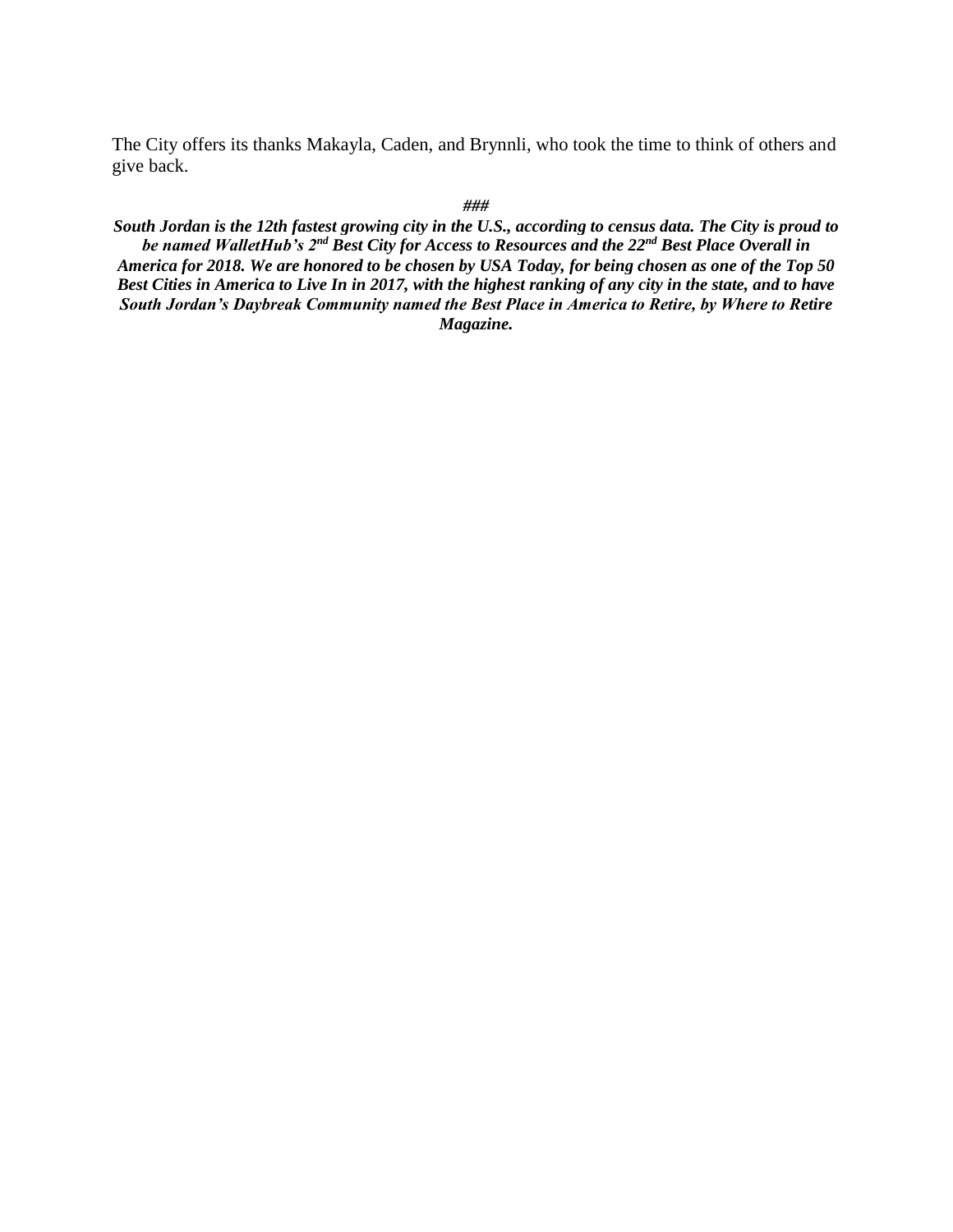The City offers its thanks Makayla, Caden, and Brynnli, who took the time to think of others and give back.

***###***

***South Jordan is the 12th fastest growing city in the U.S., according to census data. The City is proud to be named WalletHub's 2nd Best City for Access to Resources and the 22nd Best Place Overall in America for 2018. We are honored to be chosen by USA Today, for being chosen as one of the Top 50 Best Cities in America to Live In in 2017, with the highest ranking of any city in the state, and to have South Jordan's Daybreak Community named the Best Place in America to Retire, by Where to Retire Magazine.***